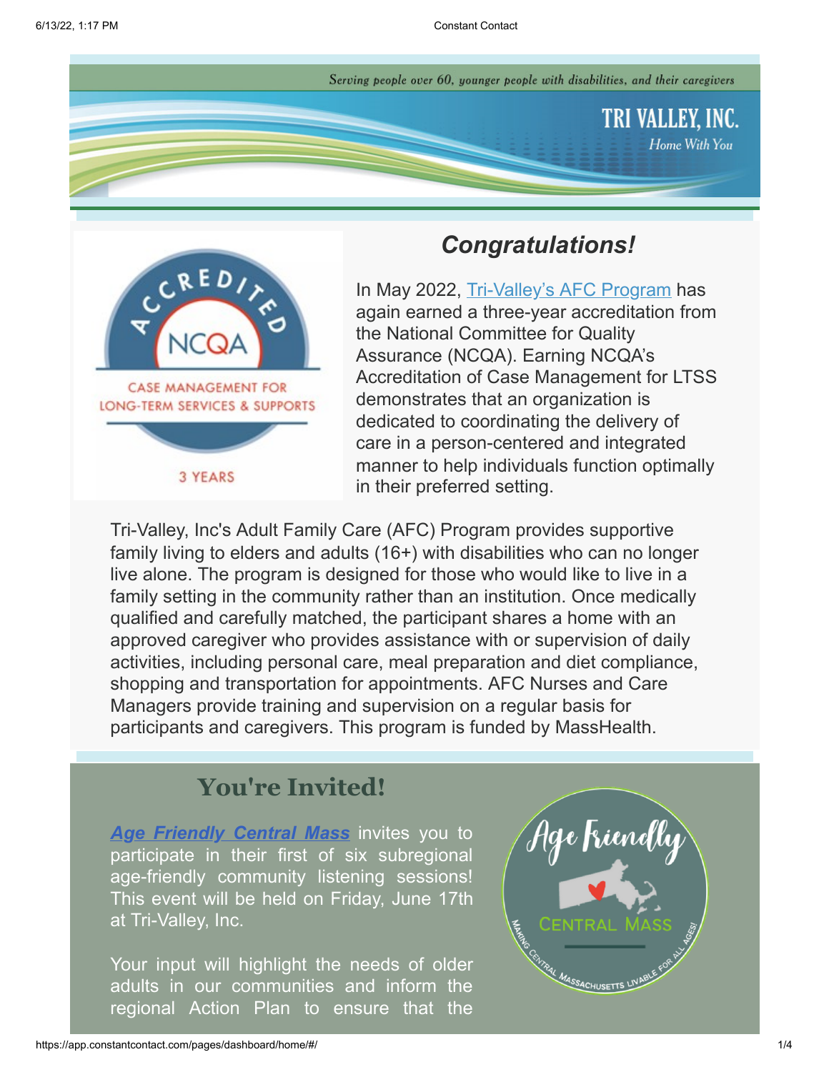Serving people over 60, younger people with disabilities, and their caregivers

TRI VALLEY, INC.

*Home With You*

## *Congratulations!*

In May 2022, Tri-Valley's AFC Program has again earned a three-year accreditation from the National Committee for Quality Assurance (NCQA). Earning NCQA's Accreditation of Case Management for LTSS demonstrates that an organization is dedicated to coordinating the delivery of care in a person-centered and integrated manner to help individuals function optimally in their preferred setting.

Tri-Valley, Inc's Adult Family Care (AFC) Program provides supportive family living to elders and adults (16+) with disabilities who can no longer live alone. The program is designed for those who would like to live in a family setting in the community rather than an institution. Once medically qualified and carefully matched, the participant shares a home with an approved caregiver who provides assistance with or supervision of daily activities, including personal care, meal preparation and diet compliance, shopping and transportation for appointments. AFC Nurses and Care Managers provide training and supervision on a regular basis for participants and caregivers. This program is funded by MassHealth.

## You're Invited!

***Age Friendly Central Mass*** invites you to participate in their first of six subregional age-friendly community listening sessions! This event will be held on Friday, June 17th at Tri-Valley, Inc.

Your input will highlight the needs of older adults in our communities and inform the regional Action Plan to ensure that the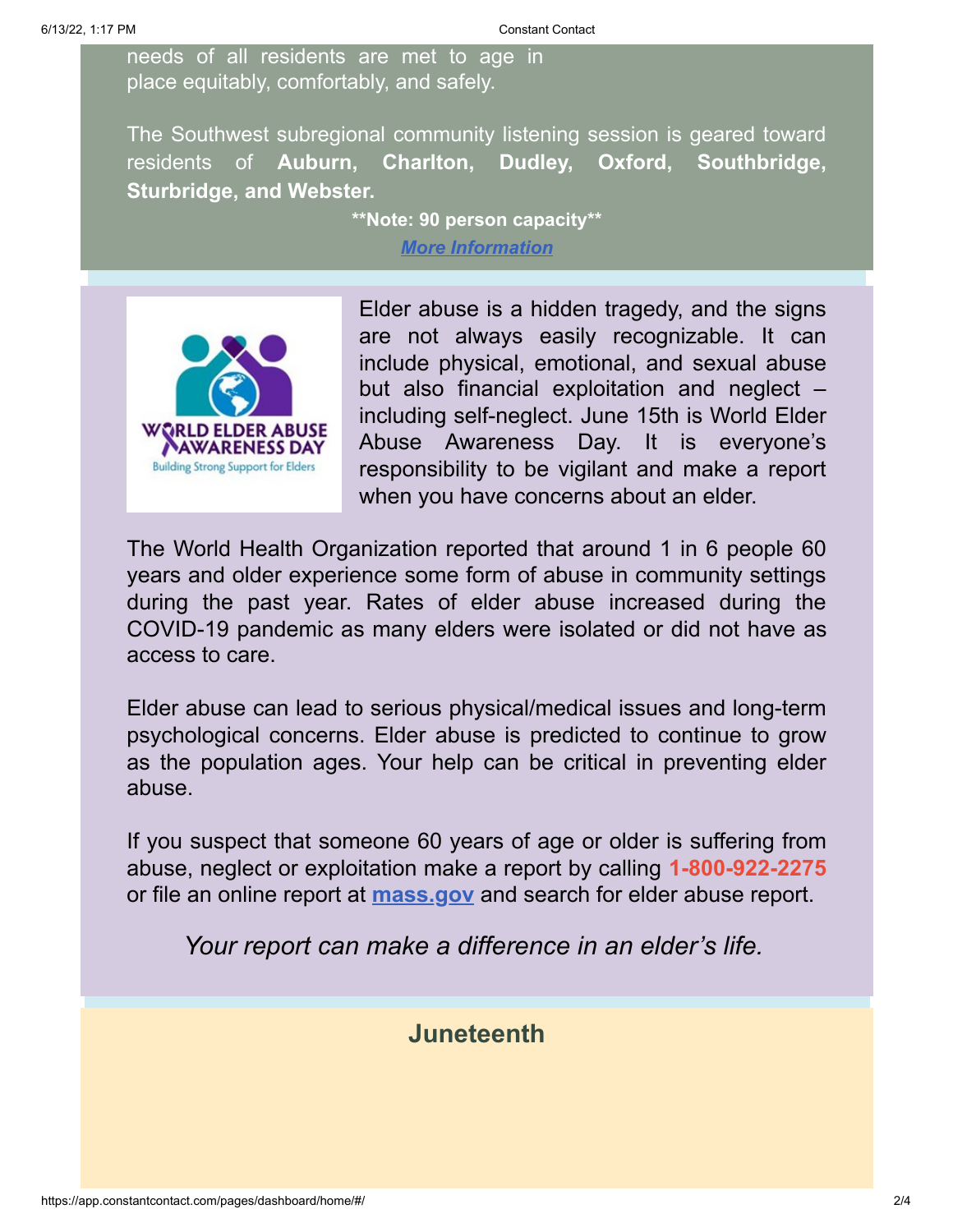needs of all residents are met to age in place equitably, comfortably, and safely.

The Southwest subregional community listening session is geared toward residents of **Auburn, Charlton, Dudley, Oxford, Southbridge, Sturbridge, and Webster.**

**\*\*Note: 90 person capacity\*\***

***More Information***

Elder abuse is a hidden tragedy, and the signs are not always easily recognizable. It can include physical, emotional, and sexual abuse but also financial exploitation and neglect – including self-neglect. June 15th is World Elder Abuse Awareness Day. It is everyone's responsibility to be vigilant and make a report when you have concerns about an elder.

The World Health Organization reported that around 1 in 6 people 60 years and older experience some form of abuse in community settings during the past year. Rates of elder abuse increased during the COVID-19 pandemic as many elders were isolated or did not have as access to care.

Elder abuse can lead to serious physical/medical issues and long-term psychological concerns. Elder abuse is predicted to continue to grow as the population ages. Your help can be critical in preventing elder abuse.

If you suspect that someone 60 years of age or older is suffering from abuse, neglect or exploitation make a report by calling **1-800-922-2275** or file an online report at **mass.gov** and search for elder abuse report.

*Your report can make a difference in an elder's life.*

## Juneteenth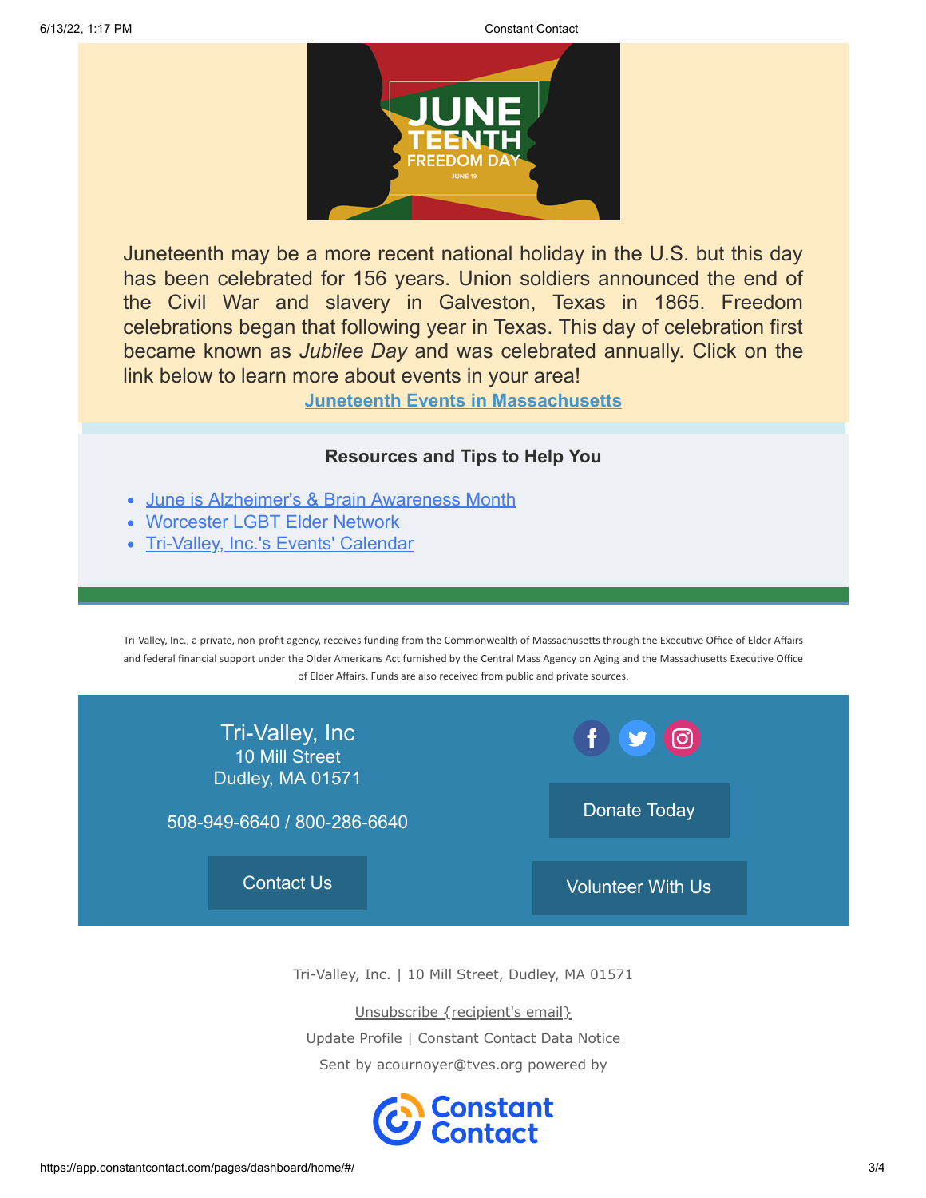Juneteenth may be a more recent national holiday in the U.S. but this day has been celebrated for 156 years. Union soldiers announced the end of the Civil War and slavery in Galveston, Texas in 1865. Freedom celebrations began that following year in Texas. This day of celebration first became known as *Jubilee Day* and was celebrated annually. Click on the link below to learn more about events in your area!

**Juneteenth Events in Massachusetts**

### Resources and Tips to Help You

- June is Alzheimer's & Brain Awareness Month
- Worcester LGBT Elder Network
- Tri-Valley, Inc.'s Events' Calendar

Tri-Valley, Inc., a private, non-profit agency, receives funding from the Commonwealth of Massachusetts through the Executive Office of Elder Affairs and federal financial support under the Older Americans Act furnished by the Central Mass Agency on Aging and the Massachusetts Executive Office of Elder Affairs. Funds are also received from public and private sources.

Tri-Valley, Inc
10 Mill Street
Dudley, MA 01571

508-949-6640 / 800-286-6640

Contact Us

Donate Today

Volunteer With Us

Tri-Valley, Inc. | 10 Mill Street, Dudley, MA 01571

Unsubscribe {recipient's email}

Update Profile | Constant Contact Data Notice

Sent by acournoyer@tves.org powered by

Constant Contact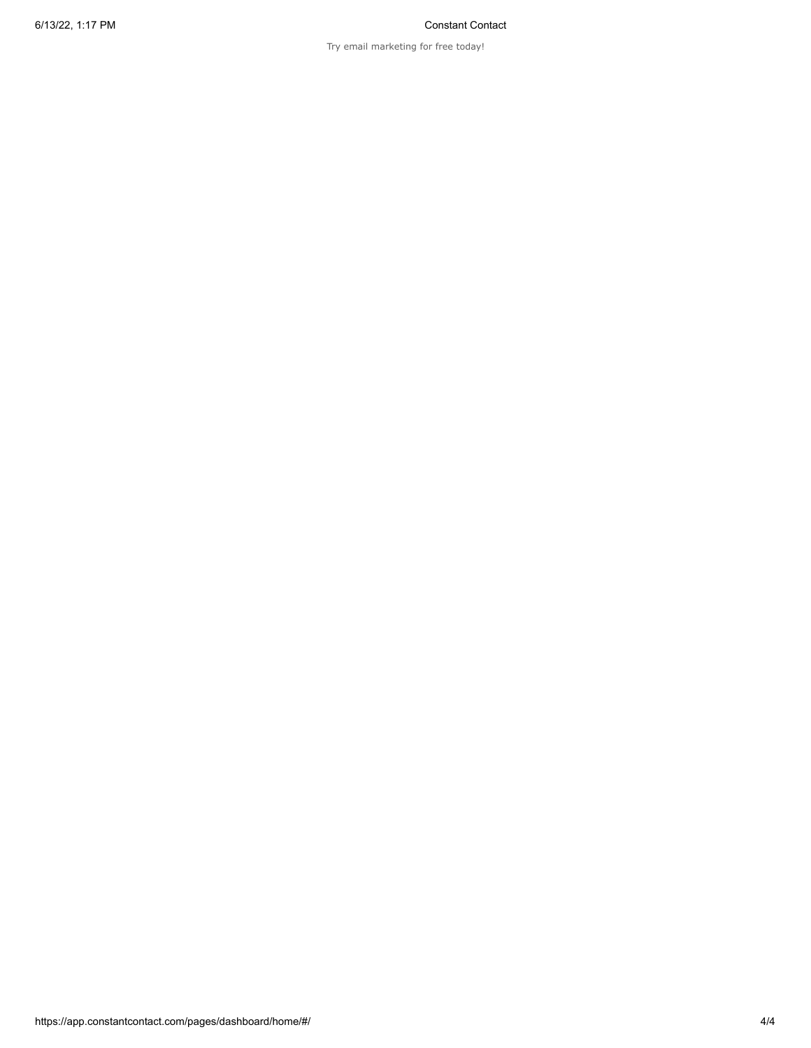Try email marketing for free today!